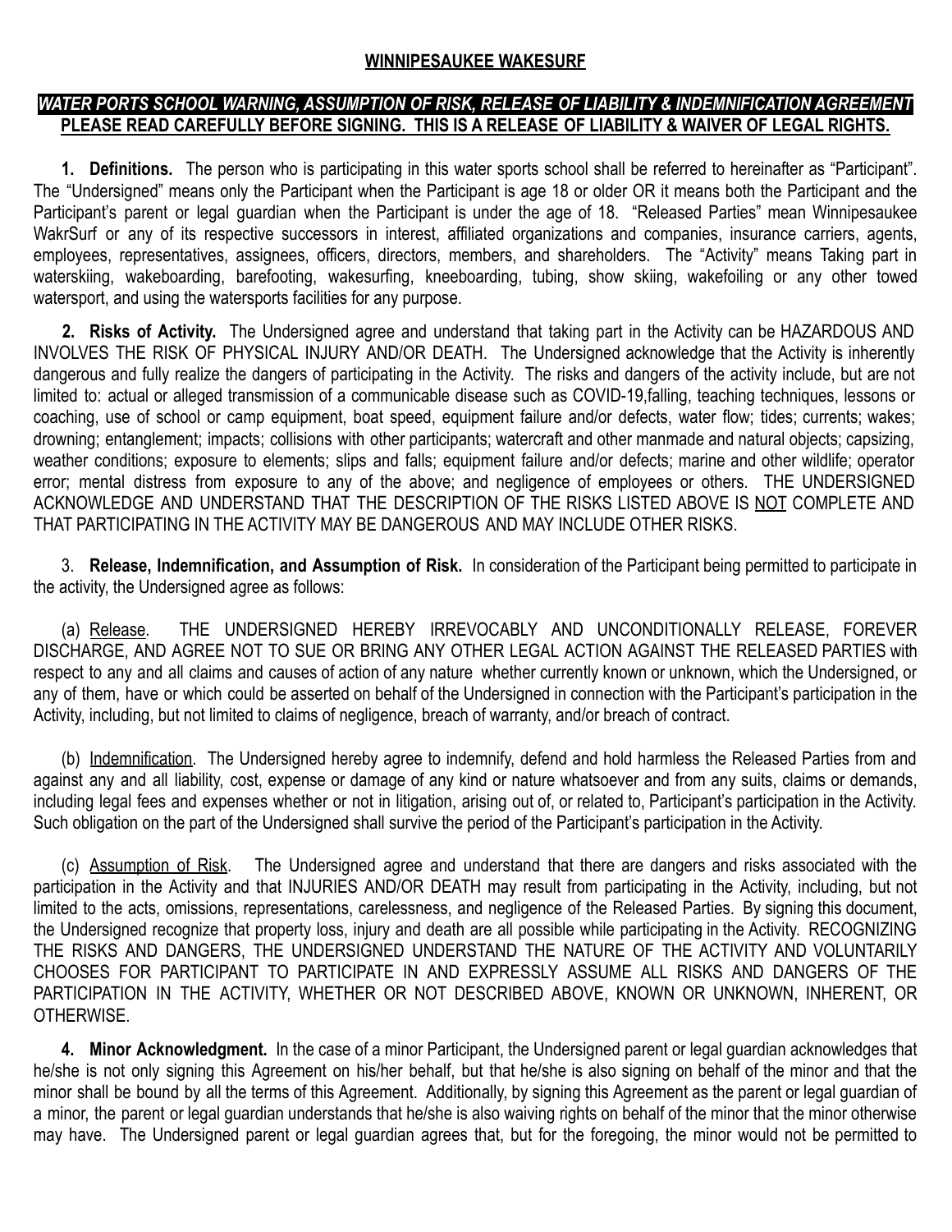# WINNIPESAUKEE WAKESURF

***WATER PORTS SCHOOL WARNING, ASSUMPTION OF RISK, RELEASE OF LIABILITY & INDEMNIFICATION AGREEMENT***

**PLEASE READ CAREFULLY BEFORE SIGNING. THIS IS A RELEASE OF LIABILITY & WAIVER OF LEGAL RIGHTS.**

**1. Definitions.** The person who is participating in this water sports school shall be referred to hereinafter as "Participant". The "Undersigned" means only the Participant when the Participant is age 18 or older OR it means both the Participant and the Participant's parent or legal guardian when the Participant is under the age of 18. "Released Parties" mean Winnipesaukee WakrSurf or any of its respective successors in interest, affiliated organizations and companies, insurance carriers, agents, employees, representatives, assignees, officers, directors, members, and shareholders. The "Activity" means Taking part in waterskiing, wakeboarding, barefooting, wakesurfing, kneeboarding, tubing, show skiing, wakefoiling or any other towed watersport, and using the watersports facilities for any purpose.

**2. Risks of Activity.** The Undersigned agree and understand that taking part in the Activity can be HAZARDOUS AND INVOLVES THE RISK OF PHYSICAL INJURY AND/OR DEATH. The Undersigned acknowledge that the Activity is inherently dangerous and fully realize the dangers of participating in the Activity. The risks and dangers of the activity include, but are not limited to: actual or alleged transmission of a communicable disease such as COVID-19,falling, teaching techniques, lessons or coaching, use of school or camp equipment, boat speed, equipment failure and/or defects, water flow; tides; currents; wakes; drowning; entanglement; impacts; collisions with other participants; watercraft and other manmade and natural objects; capsizing, weather conditions; exposure to elements; slips and falls; equipment failure and/or defects; marine and other wildlife; operator error; mental distress from exposure to any of the above; and negligence of employees or others. THE UNDERSIGNED ACKNOWLEDGE AND UNDERSTAND THAT THE DESCRIPTION OF THE RISKS LISTED ABOVE IS NOT COMPLETE AND THAT PARTICIPATING IN THE ACTIVITY MAY BE DANGEROUS AND MAY INCLUDE OTHER RISKS.

3. **Release, Indemnification, and Assumption of Risk.** In consideration of the Participant being permitted to participate in the activity, the Undersigned agree as follows:

(a) Release. THE UNDERSIGNED HEREBY IRREVOCABLY AND UNCONDITIONALLY RELEASE, FOREVER DISCHARGE, AND AGREE NOT TO SUE OR BRING ANY OTHER LEGAL ACTION AGAINST THE RELEASED PARTIES with respect to any and all claims and causes of action of any nature whether currently known or unknown, which the Undersigned, or any of them, have or which could be asserted on behalf of the Undersigned in connection with the Participant's participation in the Activity, including, but not limited to claims of negligence, breach of warranty, and/or breach of contract.

(b) Indemnification. The Undersigned hereby agree to indemnify, defend and hold harmless the Released Parties from and against any and all liability, cost, expense or damage of any kind or nature whatsoever and from any suits, claims or demands, including legal fees and expenses whether or not in litigation, arising out of, or related to, Participant's participation in the Activity. Such obligation on the part of the Undersigned shall survive the period of the Participant's participation in the Activity.

(c) Assumption of Risk. The Undersigned agree and understand that there are dangers and risks associated with the participation in the Activity and that INJURIES AND/OR DEATH may result from participating in the Activity, including, but not limited to the acts, omissions, representations, carelessness, and negligence of the Released Parties. By signing this document, the Undersigned recognize that property loss, injury and death are all possible while participating in the Activity. RECOGNIZING THE RISKS AND DANGERS, THE UNDERSIGNED UNDERSTAND THE NATURE OF THE ACTIVITY AND VOLUNTARILY CHOOSES FOR PARTICIPANT TO PARTICIPATE IN AND EXPRESSLY ASSUME ALL RISKS AND DANGERS OF THE PARTICIPATION IN THE ACTIVITY, WHETHER OR NOT DESCRIBED ABOVE, KNOWN OR UNKNOWN, INHERENT, OR OTHERWISE.

**4. Minor Acknowledgment.** In the case of a minor Participant, the Undersigned parent or legal guardian acknowledges that he/she is not only signing this Agreement on his/her behalf, but that he/she is also signing on behalf of the minor and that the minor shall be bound by all the terms of this Agreement. Additionally, by signing this Agreement as the parent or legal guardian of a minor, the parent or legal guardian understands that he/she is also waiving rights on behalf of the minor that the minor otherwise may have. The Undersigned parent or legal guardian agrees that, but for the foregoing, the minor would not be permitted to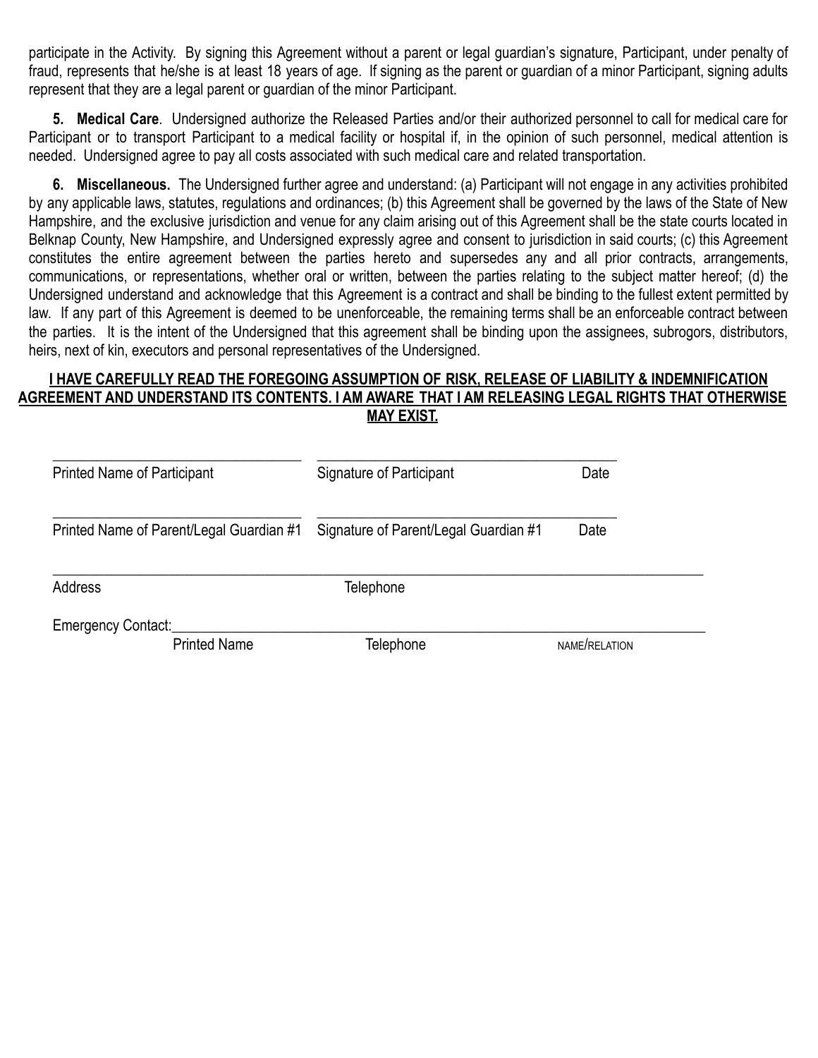participate in the Activity. By signing this Agreement without a parent or legal guardian's signature, Participant, under penalty of fraud, represents that he/she is at least 18 years of age. If signing as the parent or guardian of a minor Participant, signing adults represent that they are a legal parent or guardian of the minor Participant.

**5. Medical Care**. Undersigned authorize the Released Parties and/or their authorized personnel to call for medical care for Participant or to transport Participant to a medical facility or hospital if, in the opinion of such personnel, medical attention is needed. Undersigned agree to pay all costs associated with such medical care and related transportation.

**6. Miscellaneous.** The Undersigned further agree and understand: (a) Participant will not engage in any activities prohibited by any applicable laws, statutes, regulations and ordinances; (b) this Agreement shall be governed by the laws of the State of New Hampshire, and the exclusive jurisdiction and venue for any claim arising out of this Agreement shall be the state courts located in Belknap County, New Hampshire, and Undersigned expressly agree and consent to jurisdiction in said courts; (c) this Agreement constitutes the entire agreement between the parties hereto and supersedes any and all prior contracts, arrangements, communications, or representations, whether oral or written, between the parties relating to the subject matter hereof; (d) the Undersigned understand and acknowledge that this Agreement is a contract and shall be binding to the fullest extent permitted by law. If any part of this Agreement is deemed to be unenforceable, the remaining terms shall be an enforceable contract between the parties. It is the intent of the Undersigned that this agreement shall be binding upon the assignees, subrogors, distributors, heirs, next of kin, executors and personal representatives of the Undersigned.

**I HAVE CAREFULLY READ THE FOREGOING ASSUMPTION OF RISK, RELEASE OF LIABILITY & INDEMNIFICATION AGREEMENT AND UNDERSTAND ITS CONTENTS. I AM AWARE THAT I AM RELEASING LEGAL RIGHTS THAT OTHERWISE MAY EXIST.**

\_\_\_\_\_\_\_\_\_\_\_\_\_\_\_\_\_\_\_\_\_\_\_\_\_\_\_\_\_\_ \_\_\_\_\_\_\_\_\_\_\_\_\_\_\_\_\_\_\_\_\_\_\_\_\_\_\_\_\_\_\_\_\_\_\_\_

Printed Name of Participant — Signature of Participant — Date

\_\_\_\_\_\_\_\_\_\_\_\_\_\_\_\_\_\_\_\_\_\_\_\_\_\_\_\_\_\_ \_\_\_\_\_\_\_\_\_\_\_\_\_\_\_\_\_\_\_\_\_\_\_\_\_\_\_\_\_\_\_\_\_\_\_\_

Printed Name of Parent/Legal Guardian #1 — Signature of Parent/Legal Guardian #1 — Date

\_\_\_\_\_\_\_\_\_\_\_\_\_\_\_\_\_\_\_\_\_\_\_\_\_\_\_\_\_\_\_\_\_\_\_\_\_\_\_\_\_\_\_\_\_\_\_\_\_\_\_\_\_\_\_\_\_\_\_\_\_\_\_\_\_\_\_\_\_\_\_\_

Address — Telephone

Emergency Contact:\_\_\_\_\_\_\_\_\_\_\_\_\_\_\_\_\_\_\_\_\_\_\_\_\_\_\_\_\_\_\_\_\_\_\_\_\_\_\_\_\_\_\_\_\_\_\_\_\_\_\_\_\_\_\_\_

Printed Name — Telephone — NAME/RELATION